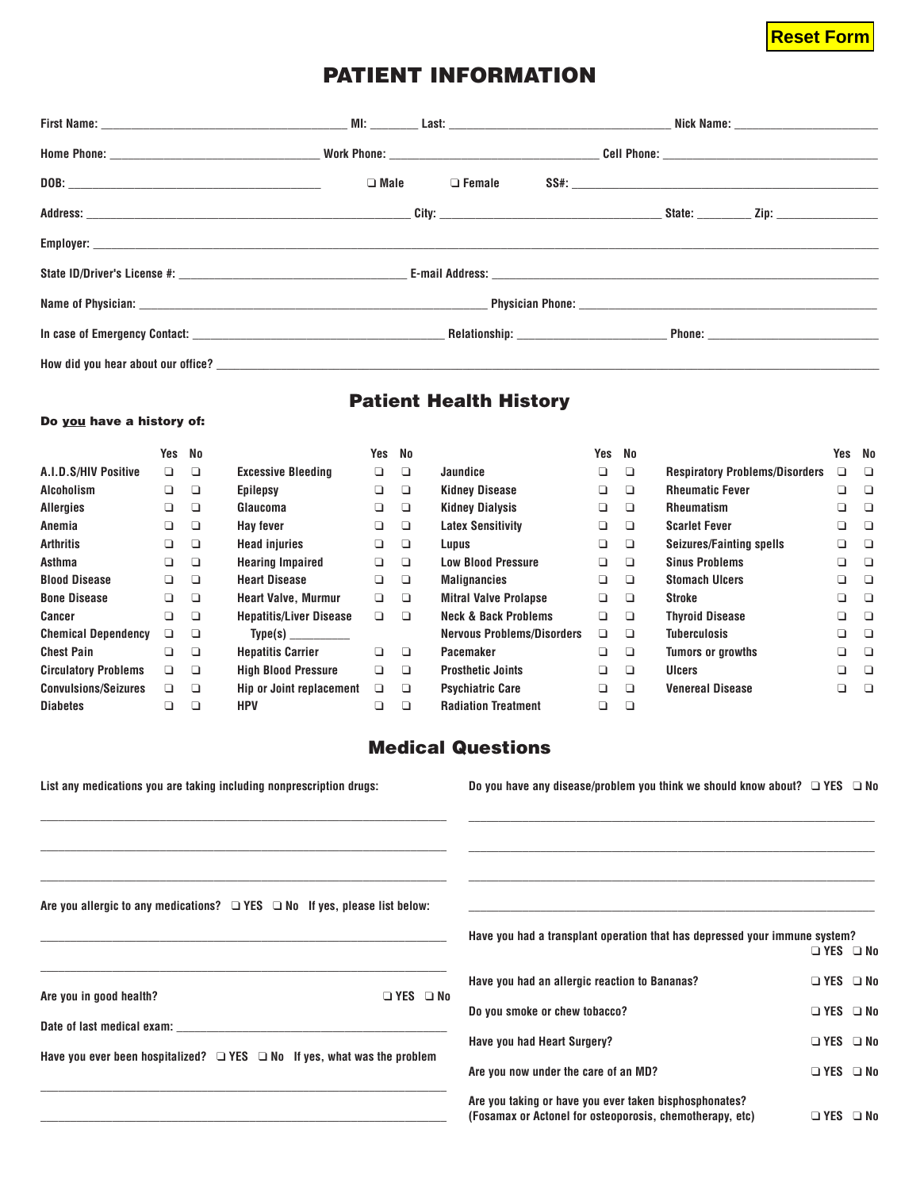Reset Form

# PATIENT INFORMATION

**First Name:** ______________________ **MI:** ______ **Last:** ______________________ **Nick Name:** ______________

**Home Phone:** ______________________ **Work Phone:** ______________________ **Cell Phone:** ______________________

**DOB:** ______________________ ❑ Male ❑ Female **SS#:** ______________________

**Address:** ______________________ **City:** ______________________ **State:** ______ **Zip:** ______________

**Employer:** ______________________________________________

**State ID/Driver's License #:** ______________________ **E-mail Address:** ______________________

**Name of Physician:** ______________________ **Physician Phone:** ______________________

**In case of Emergency Contact:** ______________________ **Relationship:** ______________ **Phone:** ______________

**How did you hear about our office?** ______________________________________________

## Patient Health History

**Do you have a history of:**

| | Yes | No | | Yes | No | | Yes | No | | Yes | No |
|---|---|---|---|---|---|---|---|---|---|---|---|
| A.I.D.S/HIV Positive | ❑ | ❑ | Excessive Bleeding | ❑ | ❑ | Jaundice | ❑ | ❑ | Respiratory Problems/Disorders | ❑ | ❑ |
| Alcoholism | ❑ | ❑ | Epilepsy | ❑ | ❑ | Kidney Disease | ❑ | ❑ | Rheumatic Fever | ❑ | ❑ |
| Allergies | ❑ | ❑ | Glaucoma | ❑ | ❑ | Kidney Dialysis | ❑ | ❑ | Rheumatism | ❑ | ❑ |
| Anemia | ❑ | ❑ | Hay fever | ❑ | ❑ | Latex Sensitivity | ❑ | ❑ | Scarlet Fever | ❑ | ❑ |
| Arthritis | ❑ | ❑ | Head injuries | ❑ | ❑ | Lupus | ❑ | ❑ | Seizures/Fainting spells | ❑ | ❑ |
| Asthma | ❑ | ❑ | Hearing Impaired | ❑ | ❑ | Low Blood Pressure | ❑ | ❑ | Sinus Problems | ❑ | ❑ |
| Blood Disease | ❑ | ❑ | Heart Disease | ❑ | ❑ | Malignancies | ❑ | ❑ | Stomach Ulcers | ❑ | ❑ |
| Bone Disease | ❑ | ❑ | Heart Valve, Murmur | ❑ | ❑ | Mitral Valve Prolapse | ❑ | ❑ | Stroke | ❑ | ❑ |
| Cancer | ❑ | ❑ | Hepatitis/Liver Disease | ❑ | ❑ | Neck & Back Problems | ❑ | ❑ | Thyroid Disease | ❑ | ❑ |
| Chemical Dependency | ❑ | ❑ | Type(s) _________ | | | Nervous Problems/Disorders | ❑ | ❑ | Tuberculosis | ❑ | ❑ |
| Chest Pain | ❑ | ❑ | Hepatitis Carrier | ❑ | ❑ | Pacemaker | ❑ | ❑ | Tumors or growths | ❑ | ❑ |
| Circulatory Problems | ❑ | ❑ | High Blood Pressure | ❑ | ❑ | Prosthetic Joints | ❑ | ❑ | Ulcers | ❑ | ❑ |
| Convulsions/Seizures | ❑ | ❑ | Hip or Joint replacement | ❑ | ❑ | Psychiatric Care | ❑ | ❑ | Venereal Disease | ❑ | ❑ |
| Diabetes | ❑ | ❑ | HPV | ❑ | ❑ | Radiation Treatment | ❑ | ❑ | | | |

## Medical Questions

**List any medications you are taking including nonprescription drugs:**

______________________________________________

______________________________________________

______________________________________________

**Are you allergic to any medications?** ❑ YES ❑ No **If yes, please list below:**

______________________________________________

______________________________________________

**Are you in good health?** ❑ YES ❑ No

**Date of last medical exam:** ______________________

**Have you ever been hospitalized?** ❑ YES ❑ No **If yes, what was the problem**

______________________________________________

______________________________________________

**Do you have any disease/problem you think we should know about?** ❑ YES ❑ No

______________________________________________

______________________________________________

______________________________________________

______________________________________________

**Have you had a transplant operation that has depressed your immune system?** ❑ YES ❑ No

**Have you had an allergic reaction to Bananas?** ❑ YES ❑ No

**Do you smoke or chew tobacco?** ❑ YES ❑ No

**Have you had Heart Surgery?** ❑ YES ❑ No

**Are you now under the care of an MD?** ❑ YES ❑ No

**Are you taking or have you ever taken bisphosphonates?**
**(Fosamax or Actonel for osteoporosis, chemotherapy, etc)** ❑ YES ❑ No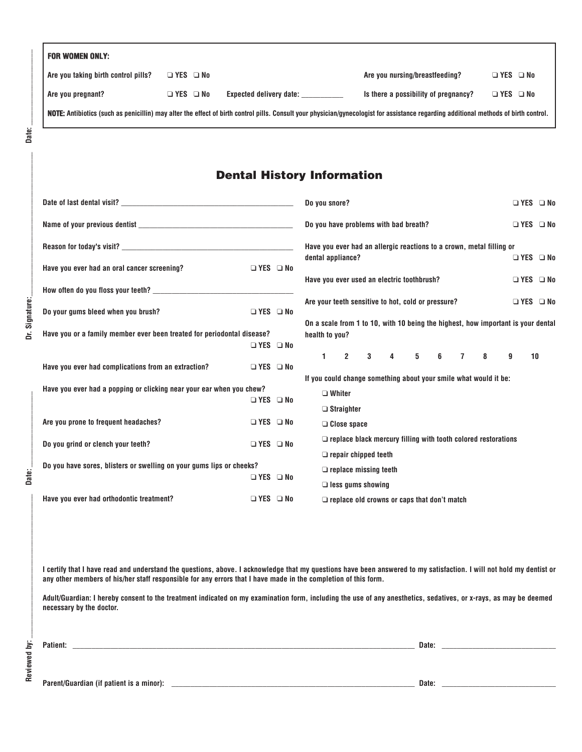**FOR WOMEN ONLY:**

Are you taking birth control pills? ❑ YES ❑ No

Are you nursing/breastfeeding? ❑ YES ❑ No

Are you pregnant? ❑ YES ❑ No Expected delivery date: ___________

Is there a possibility of pregnancy? ❑ YES ❑ No

**NOTE:** Antibiotics (such as penicillin) may alter the effect of birth control pills. Consult your physician/gynecologist for assistance regarding additional methods of birth control.

## Dental History Information

Date of last dental visit? ___________________________________________

Name of your previous dentist _______________________________________

Reason for today's visit? ___________________________________________

Have you ever had an oral cancer screening? ❑ YES ❑ No

How often do you floss your teeth? ____________________________________

Do your gums bleed when you brush? ❑ YES ❑ No

Have you or a family member ever been treated for periodontal disease? ❑ YES ❑ No

Have you ever had complications from an extraction? ❑ YES ❑ No

Have you ever had a popping or clicking near your ear when you chew? ❑ YES ❑ No

Are you prone to frequent headaches? ❑ YES ❑ No

Do you grind or clench your teeth? ❑ YES ❑ No

Do you have sores, blisters or swelling on your gums lips or cheeks? ❑ YES ❑ No

Have you ever had orthodontic treatment? ❑ YES ❑ No

Do you snore? ❑ YES ❑ No

Do you have problems with bad breath? ❑ YES ❑ No

Have you ever had an allergic reactions to a crown, metal filling or dental appliance? ❑ YES ❑ No

Have you ever used an electric toothbrush? ❑ YES ❑ No

Are your teeth sensitive to hot, cold or pressure? ❑ YES ❑ No

On a scale from 1 to 10, with 10 being the highest, how important is your dental health to you?

1 2 3 4 5 6 7 8 9 10

If you could change something about your smile what would it be:

- ❑ Whiter
- ❑ Straighter
- ❑ Close space
- ❑ replace black mercury filling with tooth colored restorations
- ❑ repair chipped teeth
- ❑ replace missing teeth
- ❑ less gums showing
- ❑ replace old crowns or caps that don't match

I certify that I have read and understand the questions, above. I acknowledge that my questions have been answered to my satisfaction. I will not hold my dentist or any other members of his/her staff responsible for any errors that I have made in the completion of this form.

Adult/Guardian: I hereby consent to the treatment indicated on my examination form, including the use of any anesthetics, sedatives, or x-rays, as may be deemed necessary by the doctor.

Patient: ______________________________________________ Date: ______________________

Parent/Guardian (if patient is a minor): ______________________________ Date: ______________________

Reviewed by: ______________ Date: ______________ Dr. Signature: ______________ Date: ______________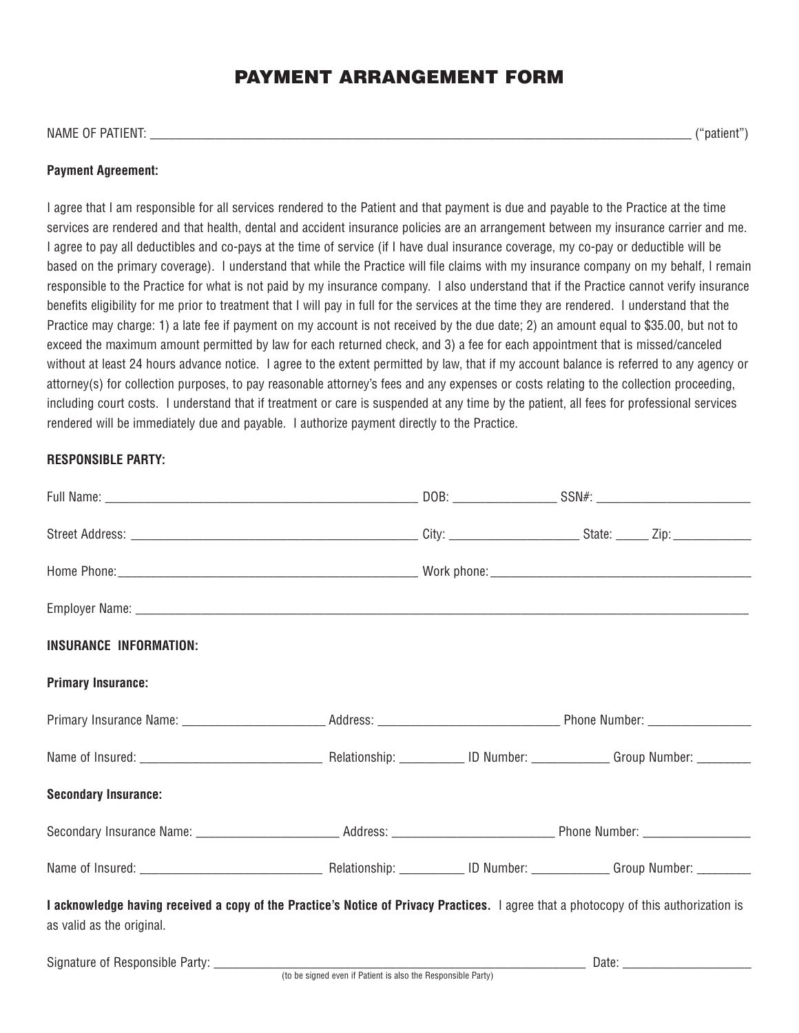# PAYMENT ARRANGEMENT FORM

NAME OF PATIENT: ______________________________________________________________________________ ("patient")

**Payment Agreement:**

I agree that I am responsible for all services rendered to the Patient and that payment is due and payable to the Practice at the time services are rendered and that health, dental and accident insurance policies are an arrangement between my insurance carrier and me. I agree to pay all deductibles and co-pays at the time of service (if I have dual insurance coverage, my co-pay or deductible will be based on the primary coverage). I understand that while the Practice will file claims with my insurance company on my behalf, I remain responsible to the Practice for what is not paid by my insurance company. I also understand that if the Practice cannot verify insurance benefits eligibility for me prior to treatment that I will pay in full for the services at the time they are rendered. I understand that the Practice may charge: 1) a late fee if payment on my account is not received by the due date; 2) an amount equal to $35.00, but not to exceed the maximum amount permitted by law for each returned check, and 3) a fee for each appointment that is missed/canceled without at least 24 hours advance notice. I agree to the extent permitted by law, that if my account balance is referred to any agency or attorney(s) for collection purposes, to pay reasonable attorney's fees and any expenses or costs relating to the collection proceeding, including court costs. I understand that if treatment or care is suspended at any time by the patient, all fees for professional services rendered will be immediately due and payable. I authorize payment directly to the Practice.

**RESPONSIBLE PARTY:**

Full Name: ______________________________________________ DOB: _______________ SSN#: _______________________

Street Address: ___________________________________________ City: ____________________ State: _____ Zip: ____________

Home Phone: _____________________________________________ Work phone: _______________________________________

Employer Name: ___________________________________________________________________________________________

**INSURANCE INFORMATION:**

**Primary Insurance:**

Primary Insurance Name: _____________________ Address: ___________________________ Phone Number: _______________

Name of Insured: ___________________________ Relationship: __________ ID Number: ____________ Group Number: ________

**Secondary Insurance:**

Secondary Insurance Name: _____________________ Address: ________________________ Phone Number: ________________

Name of Insured: ___________________________ Relationship: __________ ID Number: ____________ Group Number: ________

**I acknowledge having received a copy of the Practice's Notice of Privacy Practices.** I agree that a photocopy of this authorization is as valid as the original.

Signature of Responsible Party: _________________________________________________________ Date: ___________________

(to be signed even if Patient is also the Responsible Party)